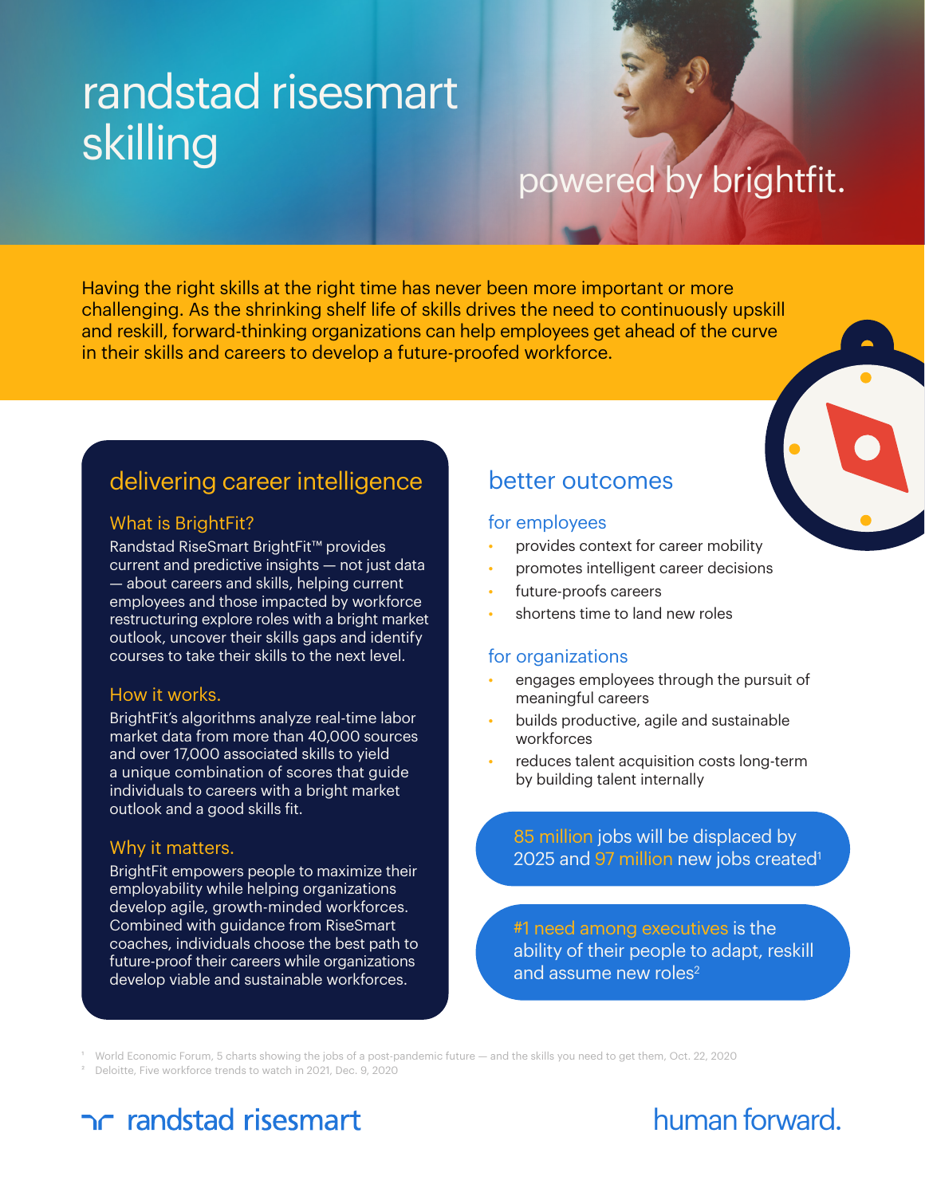# randstad risesmart skilling

## powered by brightfit.

Having the right skills at the right time has never been more important or more challenging. As the shrinking shelf life of skills drives the need to continuously upskill and reskill, forward-thinking organizations can help employees get ahead of the curve in their skills and careers to develop a future-proofed workforce.

## delivering career intelligence

### What is BrightFit?

Randstad RiseSmart BrightFit™ provides current and predictive insights — not just data — about careers and skills, helping current employees and those impacted by workforce restructuring explore roles with a bright market outlook, uncover their skills gaps and identify courses to take their skills to the next level.

### How it works.

BrightFit's algorithms analyze real-time labor market data from more than 40,000 sources and over 17,000 associated skills to yield a unique combination of scores that guide individuals to careers with a bright market outlook and a good skills fit.

### Why it matters.

BrightFit empowers people to maximize their employability while helping organizations develop agile, growth-minded workforces. Combined with guidance from RiseSmart coaches, individuals choose the best path to future-proof their careers while organizations develop viable and sustainable workforces.

## better outcomes

### for employees

- provides context for career mobility
- promotes intelligent career decisions
- future-proofs careers
- shortens time to land new roles

### for organizations

- engages employees through the pursuit of meaningful careers
- builds productive, agile and sustainable workforces
- reduces talent acquisition costs long-term by building talent internally

**85 million** jobs will be displaced by 2025 and **97 million** new jobs created[1]

**#1 need among executives** is the ability of their people to adapt, reskill and assume new roles[2]

[1] World Economic Forum, 5 charts showing the jobs of a post-pandemic future — and the skills you need to get them, Oct. 22, 2020
[2] Deloitte, Five workforce trends to watch in 2021, Dec. 9, 2020

randstad risesmart

human forward.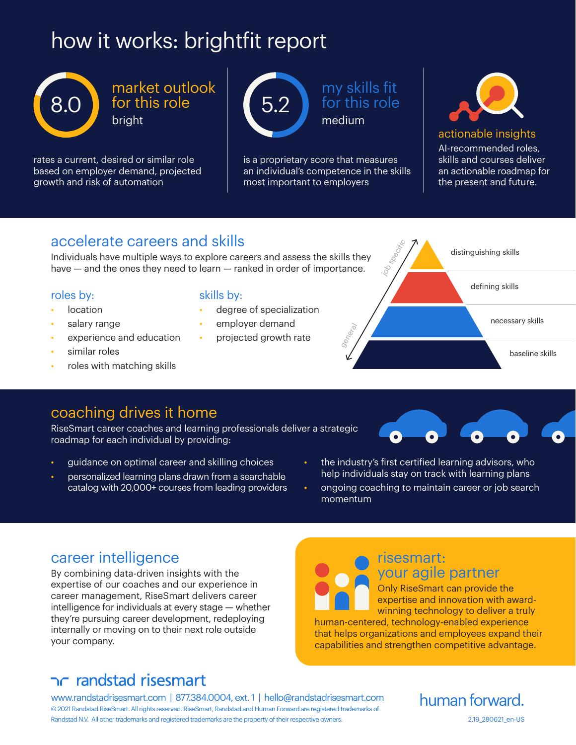# how it works: brightfit report

8.0

## market outlook for this role

bright

rates a current, desired or similar role based on employer demand, projected growth and risk of automation

5.2

## my skills fit for this role

medium

is a proprietary score that measures an individual's competence in the skills most important to employers

## actionable insights

AI-recommended roles, skills and courses deliver an actionable roadmap for the present and future.

## accelerate careers and skills

Individuals have multiple ways to explore careers and assess the skills they have — and the ones they need to learn — ranked in order of importance.

### roles by:

- location
- salary range
- experience and education
- similar roles
- roles with matching skills

### skills by:

- degree of specialization
- employer demand
- projected growth rate

job specific

distinguishing skills

defining skills

necessary skills

baseline skills

general

## coaching drives it home

RiseSmart career coaches and learning professionals deliver a strategic roadmap for each individual by providing:

- guidance on optimal career and skilling choices
- personalized learning plans drawn from a searchable catalog with 20,000+ courses from leading providers
- the industry's first certified learning advisors, who help individuals stay on track with learning plans
- ongoing coaching to maintain career or job search momentum

## career intelligence

By combining data-driven insights with the expertise of our coaches and our experience in career management, RiseSmart delivers career intelligence for individuals at every stage — whether they're pursuing career development, redeploying internally or moving on to their next role outside your company.

## risesmart: your agile partner

Only RiseSmart can provide the expertise and innovation with award-winning technology to deliver a truly human-centered, technology-enabled experience that helps organizations and employees expand their capabilities and strengthen competitive advantage.

randstad risesmart

www.randstadrisesmart.com | 877.384.0004, ext. 1 | hello@randstadrisesmart.com

© 2021 Randstad RiseSmart. All rights reserved. RiseSmart, Randstad and Human Forward are registered trademarks of Randstad N.V. All other trademarks and registered trademarks are the property of their respective owners.

human forward.

2.19_280621_en-US